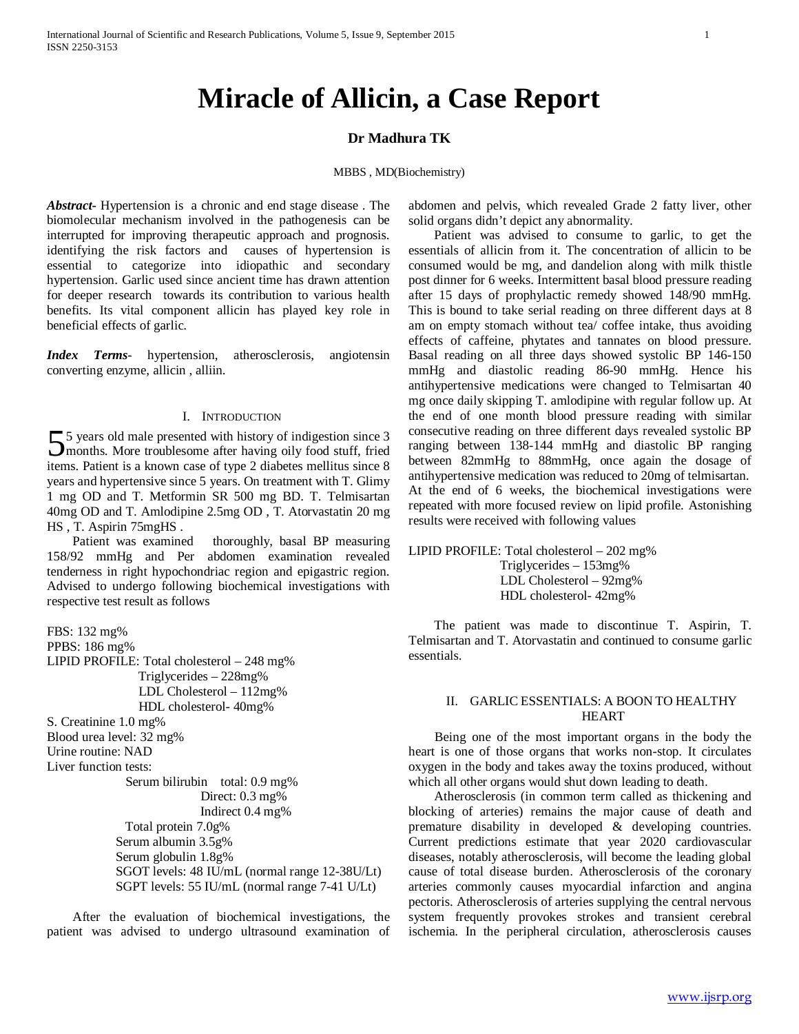# Miracle of Allicin, a Case Report

**Dr Madhura TK**

MBBS , MD(Biochemistry)

***Abstract***- Hypertension is a chronic and end stage disease . The biomolecular mechanism involved in the pathogenesis can be interrupted for improving therapeutic approach and prognosis. identifying the risk factors and causes of hypertension is essential to categorize into idiopathic and secondary hypertension. Garlic used since ancient time has drawn attention for deeper research towards its contribution to various health benefits. Its vital component allicin has played key role in beneficial effects of garlic.

***Index Terms***- hypertension, atherosclerosis, angiotensin converting enzyme, allicin , alliin.

## I. Introduction

55 years old male presented with history of indigestion since 3 months. More troublesome after having oily food stuff, fried items. Patient is a known case of type 2 diabetes mellitus since 8 years and hypertensive since 5 years. On treatment with T. Glimy 1 mg OD and T. Metformin SR 500 mg BD. T. Telmisartan 40mg OD and T. Amlodipine 2.5mg OD , T. Atorvastatin 20 mg HS , T. Aspirin 75mgHS .

Patient was examined thoroughly, basal BP measuring 158/92 mmHg and Per abdomen examination revealed tenderness in right hypochondriac region and epigastric region. Advised to undergo following biochemical investigations with respective test result as follows

FBS: 132 mg%
PPBS: 186 mg%
LIPID PROFILE: Total cholesterol – 248 mg%
Triglycerides – 228mg%
LDL Cholesterol – 112mg%
HDL cholesterol- 40mg%
S. Creatinine 1.0 mg%
Blood urea level: 32 mg%
Urine routine: NAD
Liver function tests:
Serum bilirubin total: 0.9 mg%
Direct: 0.3 mg%
Indirect 0.4 mg%
Total protein 7.0g%
Serum albumin 3.5g%
Serum globulin 1.8g%
SGOT levels: 48 IU/mL (normal range 12-38U/Lt)
SGPT levels: 55 IU/mL (normal range 7-41 U/Lt)

After the evaluation of biochemical investigations, the patient was advised to undergo ultrasound examination of abdomen and pelvis, which revealed Grade 2 fatty liver, other solid organs didn't depict any abnormality.

Patient was advised to consume to garlic, to get the essentials of allicin from it. The concentration of allicin to be consumed would be mg, and dandelion along with milk thistle post dinner for 6 weeks. Intermittent basal blood pressure reading after 15 days of prophylactic remedy showed 148/90 mmHg. This is bound to take serial reading on three different days at 8 am on empty stomach without tea/ coffee intake, thus avoiding effects of caffeine, phytates and tannates on blood pressure. Basal reading on all three days showed systolic BP 146-150 mmHg and diastolic reading 86-90 mmHg. Hence his antihypertensive medications were changed to Telmisartan 40 mg once daily skipping T. amlodipine with regular follow up. At the end of one month blood pressure reading with similar consecutive reading on three different days revealed systolic BP ranging between 138-144 mmHg and diastolic BP ranging between 82mmHg to 88mmHg, once again the dosage of antihypertensive medication was reduced to 20mg of telmisartan. At the end of 6 weeks, the biochemical investigations were repeated with more focused review on lipid profile. Astonishing results were received with following values

LIPID PROFILE: Total cholesterol – 202 mg%
Triglycerides – 153mg%
LDL Cholesterol – 92mg%
HDL cholesterol- 42mg%

The patient was made to discontinue T. Aspirin, T. Telmisartan and T. Atorvastatin and continued to consume garlic essentials.

## II. Garlic Essentials: A Boon to Healthy Heart

Being one of the most important organs in the body the heart is one of those organs that works non-stop. It circulates oxygen in the body and takes away the toxins produced, without which all other organs would shut down leading to death.

Atherosclerosis (in common term called as thickening and blocking of arteries) remains the major cause of death and premature disability in developed & developing countries. Current predictions estimate that year 2020 cardiovascular diseases, notably atherosclerosis, will become the leading global cause of total disease burden. Atherosclerosis of the coronary arteries commonly causes myocardial infarction and angina pectoris. Atherosclerosis of arteries supplying the central nervous system frequently provokes strokes and transient cerebral ischemia. In the peripheral circulation, atherosclerosis causes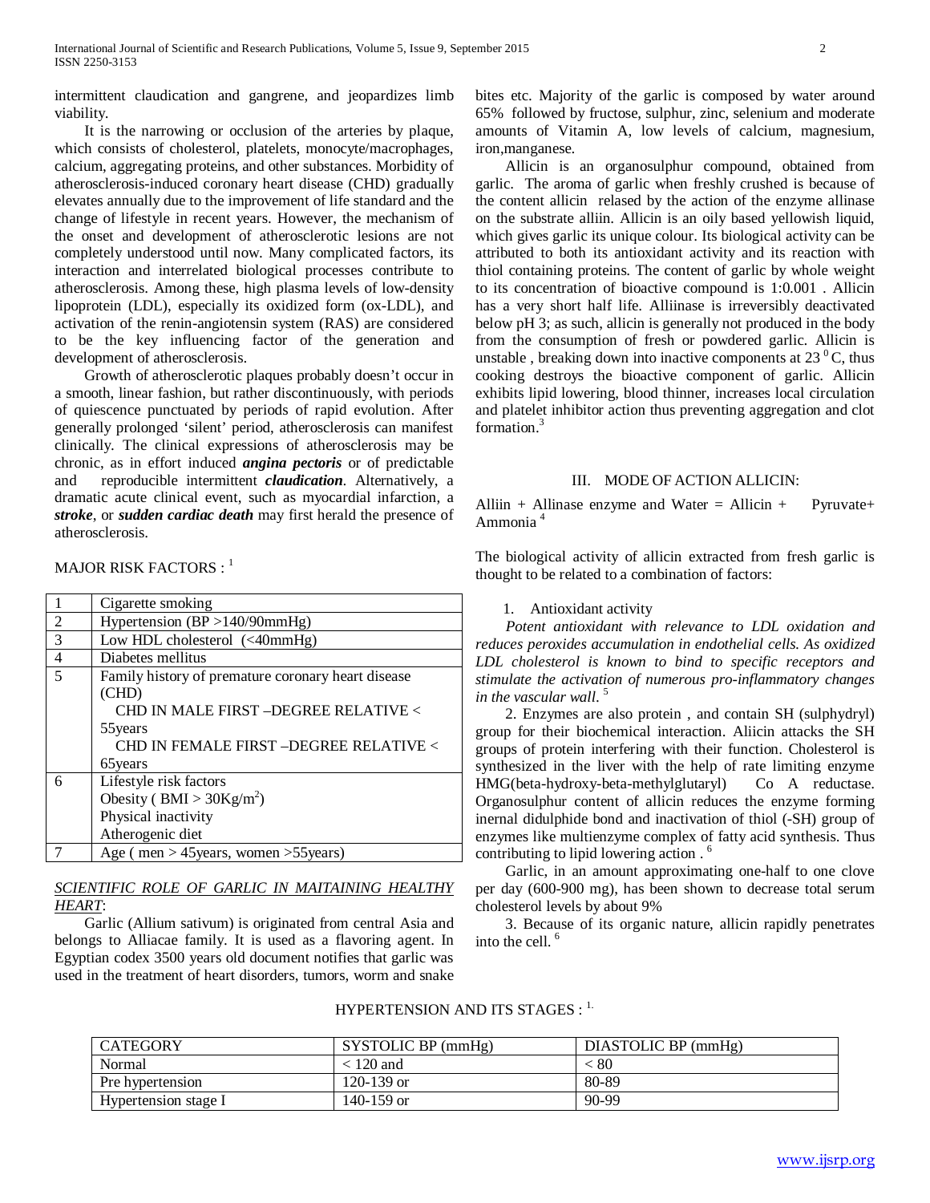intermittent claudication and gangrene, and jeopardizes limb viability.

It is the narrowing or occlusion of the arteries by plaque, which consists of cholesterol, platelets, monocyte/macrophages, calcium, aggregating proteins, and other substances. Morbidity of atherosclerosis-induced coronary heart disease (CHD) gradually elevates annually due to the improvement of life standard and the change of lifestyle in recent years. However, the mechanism of the onset and development of atherosclerotic lesions are not completely understood until now. Many complicated factors, its interaction and interrelated biological processes contribute to atherosclerosis. Among these, high plasma levels of low-density lipoprotein (LDL), especially its oxidized form (ox-LDL), and activation of the renin-angiotensin system (RAS) are considered to be the key influencing factor of the generation and development of atherosclerosis.

Growth of atherosclerotic plaques probably doesn't occur in a smooth, linear fashion, but rather discontinuously, with periods of quiescence punctuated by periods of rapid evolution. After generally prolonged 'silent' period, atherosclerosis can manifest clinically. The clinical expressions of atherosclerosis may be chronic, as in effort induced ***angina pectoris*** or of predictable and reproducible intermittent ***claudication***. Alternatively, a dramatic acute clinical event, such as myocardial infarction, a ***stroke***, or ***sudden cardiac death*** may first herald the presence of atherosclerosis.

MAJOR RISK FACTORS : [1]

| | |
|---|---|
| 1 | Cigarette smoking |
| 2 | Hypertension (BP >140/90mmHg) |
| 3 | Low HDL cholesterol (<40mmHg) |
| 4 | Diabetes mellitus |
| 5 | Family history of premature coronary heart disease (CHD)<br>CHD IN MALE FIRST –DEGREE RELATIVE < 55years<br>CHD IN FEMALE FIRST –DEGREE RELATIVE < 65years |
| 6 | Lifestyle risk factors<br>Obesity ( BMI > $30Kg/m^2$)<br>Physical inactivity<br>Atherogenic diet |
| 7 | Age ( men > 45years, women >55years) |

***<u>SCIENTIFIC ROLE OF GARLIC IN MAITAINING HEALTHY HEART</u>***:

Garlic (Allium sativum) is originated from central Asia and belongs to Alliacae family. It is used as a flavoring agent. In Egyptian codex 3500 years old document notifies that garlic was used in the treatment of heart disorders, tumors, worm and snake bites etc. Majority of the garlic is composed by water around 65% followed by fructose, sulphur, zinc, selenium and moderate amounts of Vitamin A, low levels of calcium, magnesium, iron,manganese.

Allicin is an organosulphur compound, obtained from garlic. The aroma of garlic when freshly crushed is because of the content allicin relased by the action of the enzyme allinase on the substrate alliin. Allicin is an oily based yellowish liquid, which gives garlic its unique colour. Its biological activity can be attributed to both its antioxidant activity and its reaction with thiol containing proteins. The content of garlic by whole weight to its concentration of bioactive compound is 1:0.001 . Allicin has a very short half life. Alliinase is irreversibly deactivated below pH 3; as such, allicin is generally not produced in the body from the consumption of fresh or powdered garlic. Allicin is unstable , breaking down into inactive components at $23\,^0$C, thus cooking destroys the bioactive component of garlic. Allicin exhibits lipid lowering, blood thinner, increases local circulation and platelet inhibitor action thus preventing aggregation and clot formation.[3]

## III. MODE OF ACTION ALLICIN:

Alliin + Allinase enzyme and Water = Allicin + Pyruvate+ Ammonia [4]

The biological activity of allicin extracted from fresh garlic is thought to be related to a combination of factors:

1. Antioxidant activity

*Potent antioxidant with relevance to LDL oxidation and reduces peroxides accumulation in endothelial cells. As oxidized LDL cholesterol is known to bind to specific receptors and stimulate the activation of numerous pro-inflammatory changes in the vascular wall.* [5]

2. Enzymes are also protein , and contain SH (sulphydryl) group for their biochemical interaction. Aliicin attacks the SH groups of protein interfering with their function. Cholesterol is synthesized in the liver with the help of rate limiting enzyme HMG(beta-hydroxy-beta-methylglutaryl) Co A reductase. Organosulphur content of allicin reduces the enzyme forming inernal didulphide bond and inactivation of thiol (-SH) group of enzymes like multienzyme complex of fatty acid synthesis. Thus contributing to lipid lowering action . [6]

Garlic, in an amount approximating one-half to one clove per day (600-900 mg), has been shown to decrease total serum cholesterol levels by about 9%

3. Because of its organic nature, allicin rapidly penetrates into the cell. [6]

HYPERTENSION AND ITS STAGES : [1.]

| CATEGORY | SYSTOLIC BP (mmHg) | DIASTOLIC BP (mmHg) |
|---|---|---|
| Normal | < 120 and | < 80 |
| Pre hypertension | 120-139 or | 80-89 |
| Hypertension stage I | 140-159 or | 90-99 |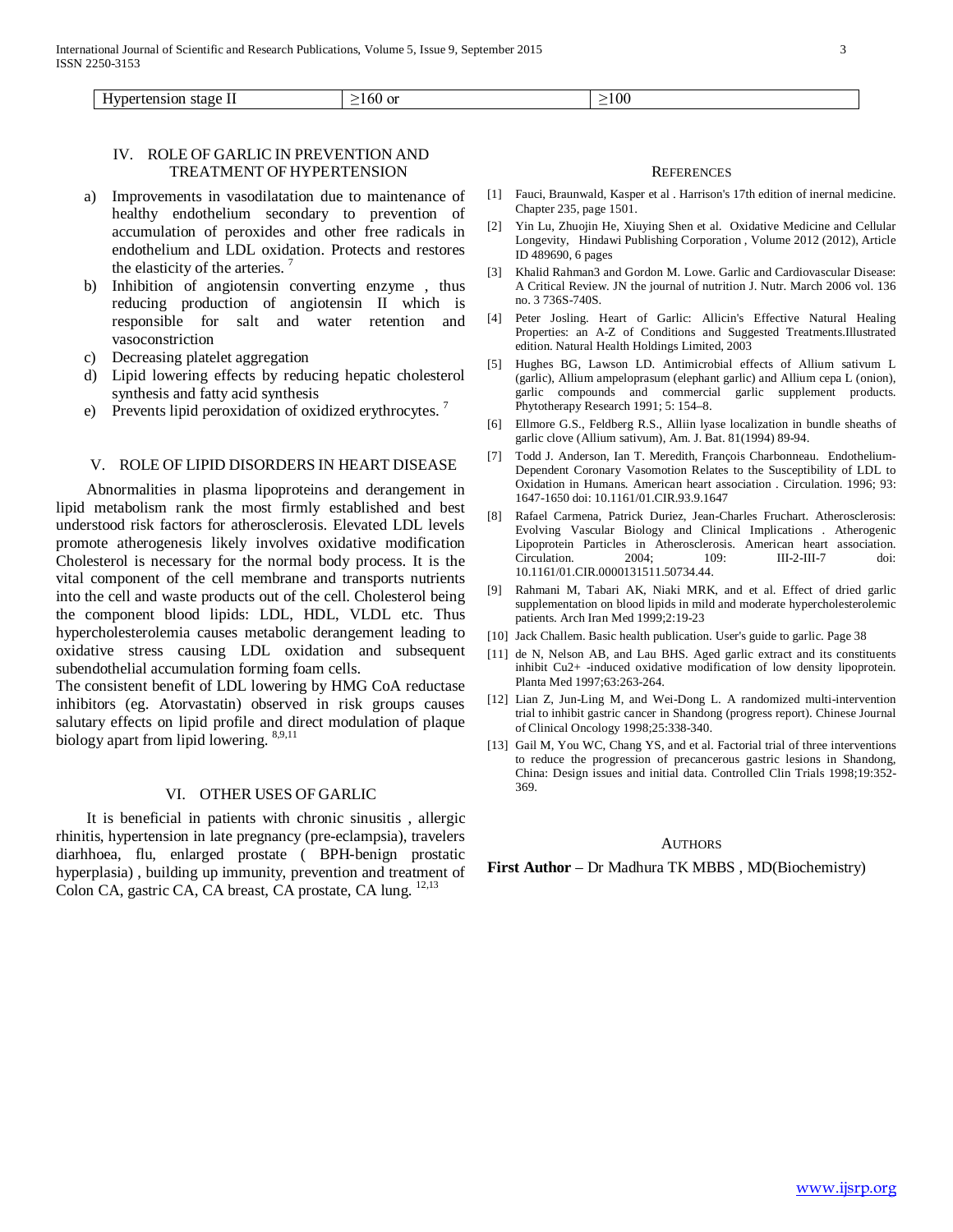| | | |
|---|---|---|
| Hypertension stage II | ≥160 or | ≥100 |

## IV. Role of Garlic in Prevention and Treatment of Hypertension

a) Improvements in vasodilatation due to maintenance of healthy endothelium secondary to prevention of accumulation of peroxides and other free radicals in endothelium and LDL oxidation. Protects and restores the elasticity of the arteries. [7]

b) Inhibition of angiotensin converting enzyme , thus reducing production of angiotensin II which is responsible for salt and water retention and vasoconstriction

c) Decreasing platelet aggregation

d) Lipid lowering effects by reducing hepatic cholesterol synthesis and fatty acid synthesis

e) Prevents lipid peroxidation of oxidized erythrocytes. [7]

## V. Role of Lipid Disorders in Heart Disease

Abnormalities in plasma lipoproteins and derangement in lipid metabolism rank the most firmly established and best understood risk factors for atherosclerosis. Elevated LDL levels promote atherogenesis likely involves oxidative modification Cholesterol is necessary for the normal body process. It is the vital component of the cell membrane and transports nutrients into the cell and waste products out of the cell. Cholesterol being the component blood lipids: LDL, HDL, VLDL etc. Thus hypercholesterolemia causes metabolic derangement leading to oxidative stress causing LDL oxidation and subsequent subendothelial accumulation forming foam cells.

The consistent benefit of LDL lowering by HMG CoA reductase inhibitors (eg. Atorvastatin) observed in risk groups causes salutary effects on lipid profile and direct modulation of plaque biology apart from lipid lowering. [8,9,11]

## VI. Other Uses of Garlic

It is beneficial in patients with chronic sinusitis , allergic rhinitis, hypertension in late pregnancy (pre-eclampsia), travelers diarhhoea, flu, enlarged prostate ( BPH-benign prostatic hyperplasia) , building up immunity, prevention and treatment of Colon CA, gastric CA, CA breast, CA prostate, CA lung. [12,13]

## References

[1] Fauci, Braunwald, Kasper et al . Harrison's 17th edition of inernal medicine. Chapter 235, page 1501.

[2] Yin Lu, Zhuojin He, Xiuying Shen et al. Oxidative Medicine and Cellular Longevity, Hindawi Publishing Corporation , Volume 2012 (2012), Article ID 489690, 6 pages

[3] Khalid Rahman3 and Gordon M. Lowe. Garlic and Cardiovascular Disease: A Critical Review. JN the journal of nutrition J. Nutr. March 2006 vol. 136 no. 3 736S-740S.

[4] Peter Josling. Heart of Garlic: Allicin's Effective Natural Healing Properties: an A-Z of Conditions and Suggested Treatments.Illustrated edition. Natural Health Holdings Limited, 2003

[5] Hughes BG, Lawson LD. Antimicrobial effects of Allium sativum L (garlic), Allium ampeloprasum (elephant garlic) and Allium cepa L (onion), garlic compounds and commercial garlic supplement products. Phytotherapy Research 1991; 5: 154–8.

[6] Ellmore G.S., Feldberg R.S., Alliin lyase localization in bundle sheaths of garlic clove (Allium sativum), Am. J. Bat. 81(1994) 89-94.

[7] Todd J. Anderson, Ian T. Meredith, François Charbonneau. Endothelium-Dependent Coronary Vasomotion Relates to the Susceptibility of LDL to Oxidation in Humans. American heart association . Circulation. 1996; 93: 1647-1650 doi: 10.1161/01.CIR.93.9.1647

[8] Rafael Carmena, Patrick Duriez, Jean-Charles Fruchart. Atherosclerosis: Evolving Vascular Biology and Clinical Implications . Atherogenic Lipoprotein Particles in Atherosclerosis. American heart association. Circulation. 2004; 109: III-2-III-7 doi: 10.1161/01.CIR.0000131511.50734.44.

[9] Rahmani M, Tabari AK, Niaki MRK, and et al. Effect of dried garlic supplementation on blood lipids in mild and moderate hypercholesterolemic patients. Arch Iran Med 1999;2:19-23

[10] Jack Challem. Basic health publication. User's guide to garlic. Page 38

[11] de N, Nelson AB, and Lau BHS. Aged garlic extract and its constituents inhibit Cu2+ -induced oxidative modification of low density lipoprotein. Planta Med 1997;63:263-264.

[12] Lian Z, Jun-Ling M, and Wei-Dong L. A randomized multi-intervention trial to inhibit gastric cancer in Shandong (progress report). Chinese Journal of Clinical Oncology 1998;25:338-340.

[13] Gail M, You WC, Chang YS, and et al. Factorial trial of three interventions to reduce the progression of precancerous gastric lesions in Shandong, China: Design issues and initial data. Controlled Clin Trials 1998;19:352-369.

## Authors

**First Author** – Dr Madhura TK MBBS , MD(Biochemistry)